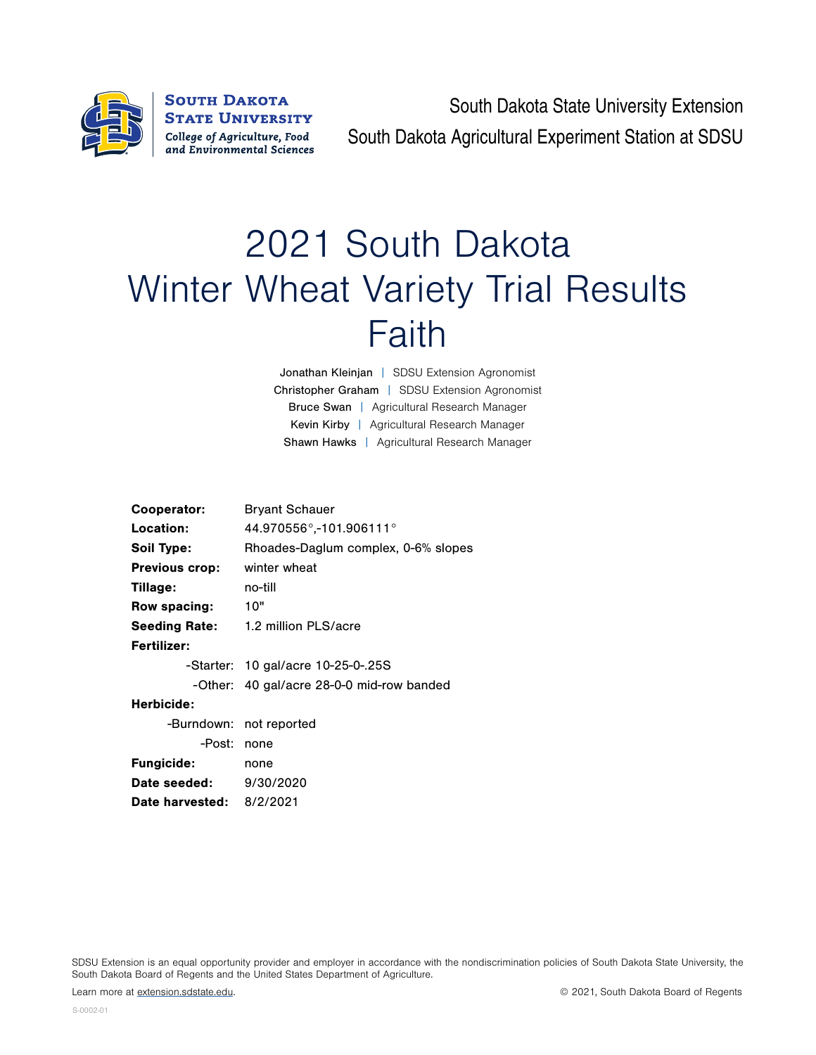South Dakota State University
College of Agriculture, Food and Environmental Sciences

South Dakota State University Extension
South Dakota Agricultural Experiment Station at SDSU

# 2021 South Dakota Winter Wheat Variety Trial Results Faith

Jonathan Kleinjan | SDSU Extension Agronomist
Christopher Graham | SDSU Extension Agronomist
Bruce Swan | Agricultural Research Manager
Kevin Kirby | Agricultural Research Manager
Shawn Hawks | Agricultural Research Manager

**Cooperator:** Bryant Schauer
**Location:** 44.970556°,-101.906111°
**Soil Type:** Rhoades-Daglum complex, 0-6% slopes
**Previous crop:** winter wheat
**Tillage:** no-till
**Row spacing:** 10"
**Seeding Rate:** 1.2 million PLS/acre
**Fertilizer:**
- Starter: 10 gal/acre 10-25-0-.25S
- Other: 40 gal/acre 28-0-0 mid-row banded

**Herbicide:**
- Burndown: not reported
- Post: none

**Fungicide:** none
**Date seeded:** 9/30/2020
**Date harvested:** 8/2/2021

SDSU Extension is an equal opportunity provider and employer in accordance with the nondiscrimination policies of South Dakota State University, the South Dakota Board of Regents and the United States Department of Agriculture.

Learn more at extension.sdstate.edu.

© 2021, South Dakota Board of Regents

S-0002-01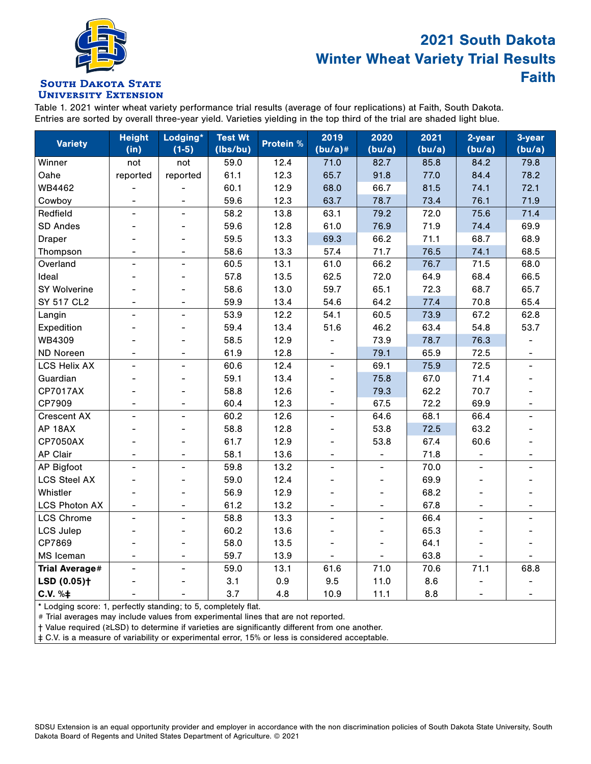South Dakota State University Extension

# 2021 South Dakota Winter Wheat Variety Trial Results Faith

Table 1. 2021 winter wheat variety performance trial results (average of four replications) at Faith, South Dakota. Entries are sorted by overall three-year yield. Varieties yielding in the top third of the trial are shaded light blue.

| Variety | Height (in) | Lodging* (1-5) | Test Wt (lbs/bu) | Protein % | 2019 (bu/a)# | 2020 (bu/a) | 2021 (bu/a) | 2-year (bu/a) | 3-year (bu/a) |
|---|---|---|---|---|---|---|---|---|---|
| Winner | not | not | 59.0 | 12.4 | 71.0 | 82.7 | 85.8 | 84.2 | 79.8 |
| Oahe | reported | reported | 61.1 | 12.3 | 65.7 | 91.8 | 77.0 | 84.4 | 78.2 |
| WB4462 | - | - | 60.1 | 12.9 | 68.0 | 66.7 | 81.5 | 74.1 | 72.1 |
| Cowboy | - | - | 59.6 | 12.3 | 63.7 | 78.7 | 73.4 | 76.1 | 71.9 |
| Redfield | - | - | 58.2 | 13.8 | 63.1 | 79.2 | 72.0 | 75.6 | 71.4 |
| SD Andes | - | - | 59.6 | 12.8 | 61.0 | 76.9 | 71.9 | 74.4 | 69.9 |
| Draper | - | - | 59.5 | 13.3 | 69.3 | 66.2 | 71.1 | 68.7 | 68.9 |
| Thompson | - | - | 58.6 | 13.3 | 57.4 | 71.7 | 76.5 | 74.1 | 68.5 |
| Overland | - | - | 60.5 | 13.1 | 61.0 | 66.2 | 76.7 | 71.5 | 68.0 |
| Ideal | - | - | 57.8 | 13.5 | 62.5 | 72.0 | 64.9 | 68.4 | 66.5 |
| SY Wolverine | - | - | 58.6 | 13.0 | 59.7 | 65.1 | 72.3 | 68.7 | 65.7 |
| SY 517 CL2 | - | - | 59.9 | 13.4 | 54.6 | 64.2 | 77.4 | 70.8 | 65.4 |
| Langin | - | - | 53.9 | 12.2 | 54.1 | 60.5 | 73.9 | 67.2 | 62.8 |
| Expedition | - | - | 59.4 | 13.4 | 51.6 | 46.2 | 63.4 | 54.8 | 53.7 |
| WB4309 | - | - | 58.5 | 12.9 | - | 73.9 | 78.7 | 76.3 | - |
| ND Noreen | - | - | 61.9 | 12.8 | - | 79.1 | 65.9 | 72.5 | - |
| LCS Helix AX | - | - | 60.6 | 12.4 | - | 69.1 | 75.9 | 72.5 | - |
| Guardian | - | - | 59.1 | 13.4 | - | 75.8 | 67.0 | 71.4 | - |
| CP7017AX | - | - | 58.8 | 12.6 | - | 79.3 | 62.2 | 70.7 | - |
| CP7909 | - | - | 60.4 | 12.3 | - | 67.5 | 72.2 | 69.9 | - |
| Crescent AX | - | - | 60.2 | 12.6 | - | 64.6 | 68.1 | 66.4 | - |
| AP 18AX | - | - | 58.8 | 12.8 | - | 53.8 | 72.5 | 63.2 | - |
| CP7050AX | - | - | 61.7 | 12.9 | - | 53.8 | 67.4 | 60.6 | - |
| AP Clair | - | - | 58.1 | 13.6 | - | - | 71.8 | - | - |
| AP Bigfoot | - | - | 59.8 | 13.2 | - | - | 70.0 | - | - |
| LCS Steel AX | - | - | 59.0 | 12.4 | - | - | 69.9 | - | - |
| Whistler | - | - | 56.9 | 12.9 | - | - | 68.2 | - | - |
| LCS Photon AX | - | - | 61.2 | 13.2 | - | - | 67.8 | - | - |
| LCS Chrome | - | - | 58.8 | 13.3 | - | - | 66.4 | - | - |
| LCS Julep | - | - | 60.2 | 13.6 | - | - | 65.3 | - | - |
| CP7869 | - | - | 58.0 | 13.5 | - | - | 64.1 | - | - |
| MS Iceman | - | - | 59.7 | 13.9 | - | - | 63.8 | - | - |
| **Trial Average#** | - | - | 59.0 | 13.1 | 61.6 | 71.0 | 70.6 | 71.1 | 68.8 |
| **LSD (0.05)†** | - | - | 3.1 | 0.9 | 9.5 | 11.0 | 8.6 | - | - |
| **C.V. %‡** | - | - | 3.7 | 4.8 | 10.9 | 11.1 | 8.8 | - | - |

\* Lodging score: 1, perfectly standing; to 5, completely flat.
# Trial averages may include values from experimental lines that are not reported.
† Value required (≥LSD) to determine if varieties are significantly different from one another.
‡ C.V. is a measure of variability or experimental error, 15% or less is considered acceptable.

SDSU Extension is an equal opportunity provider and employer in accordance with the non discrimination policies of South Dakota State University, South Dakota Board of Regents and United States Department of Agriculture. © 2021